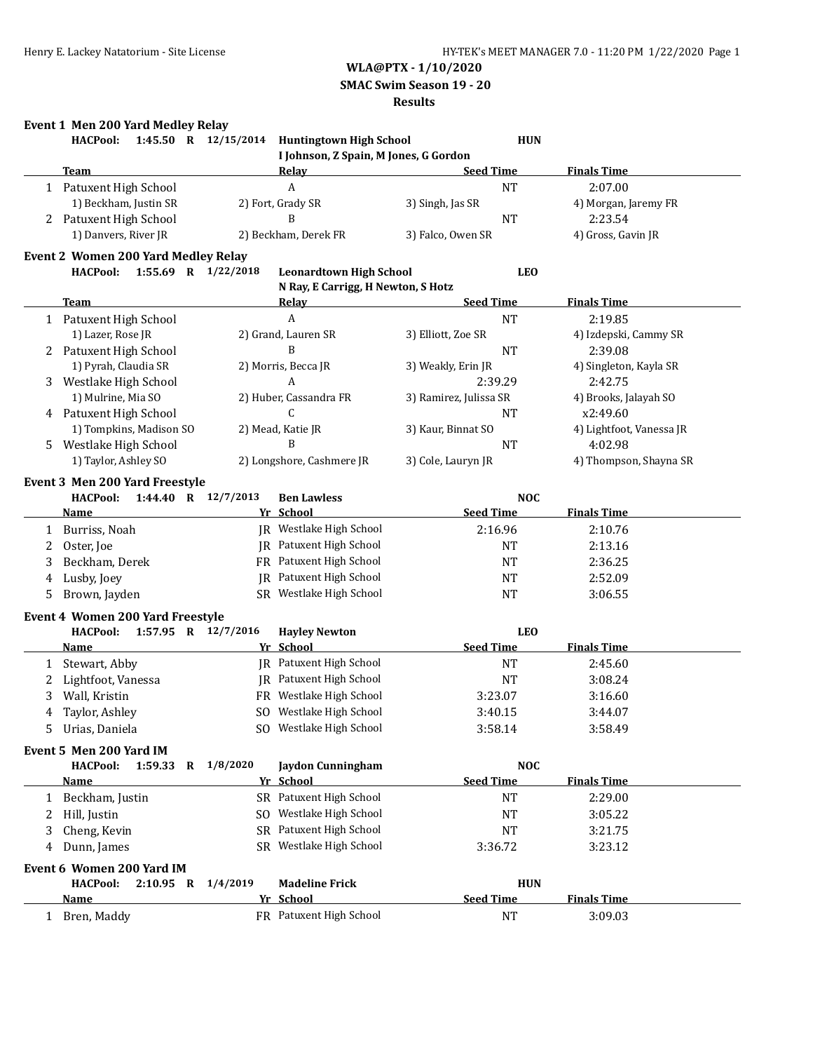**WLA@PTX - 1/10/2020**

**SMAC Swim Season 19 - 20**

**Results**

### Event 1 Men 200 Yard Medley Relay

**HACPool: 1:45.50 R 12/15/2014 Huntingtown High School HUN**
**I Johnson, Z Spain, M Jones, G Gordon**

| | Team | Relay | Seed Time | Finals Time |
|---|---|---|---|---|
| 1 | Patuxent High School | A | NT | 2:07.00 |
| | 1) Beckham, Justin SR | 2) Fort, Grady SR | 3) Singh, Jas SR | 4) Morgan, Jaremy FR |
| 2 | Patuxent High School | B | NT | 2:23.54 |
| | 1) Danvers, River JR | 2) Beckham, Derek FR | 3) Falco, Owen SR | 4) Gross, Gavin JR |

### Event 2 Women 200 Yard Medley Relay

**HACPool: 1:55.69 R 1/22/2018 Leonardtown High School LEO**
**N Ray, E Carrigg, H Newton, S Hotz**

| | Team | Relay | Seed Time | Finals Time |
|---|---|---|---|---|
| 1 | Patuxent High School | A | NT | 2:19.85 |
| | 1) Lazer, Rose JR | 2) Grand, Lauren SR | 3) Elliott, Zoe SR | 4) Izdepski, Cammy SR |
| 2 | Patuxent High School | B | NT | 2:39.08 |
| | 1) Pyrah, Claudia SR | 2) Morris, Becca JR | 3) Weakly, Erin JR | 4) Singleton, Kayla SR |
| 3 | Westlake High School | A | 2:39.29 | 2:42.75 |
| | 1) Mulrine, Mia SO | 2) Huber, Cassandra FR | 3) Ramirez, Julissa SR | 4) Brooks, Jalayah SO |
| 4 | Patuxent High School | C | NT | x2:49.60 |
| | 1) Tompkins, Madison SO | 2) Mead, Katie JR | 3) Kaur, Binnat SO | 4) Lightfoot, Vanessa JR |
| 5 | Westlake High School | B | NT | 4:02.98 |
| | 1) Taylor, Ashley SO | 2) Longshore, Cashmere JR | 3) Cole, Lauryn JR | 4) Thompson, Shayna SR |

### Event 3 Men 200 Yard Freestyle

**HACPool: 1:44.40 R 12/7/2013 Ben Lawless NOC**

| | Name | Yr | School | Seed Time | Finals Time |
|---|---|---|---|---|---|
| 1 | Burriss, Noah | JR | Westlake High School | 2:16.96 | 2:10.76 |
| 2 | Oster, Joe | JR | Patuxent High School | NT | 2:13.16 |
| 3 | Beckham, Derek | FR | Patuxent High School | NT | 2:36.25 |
| 4 | Lusby, Joey | JR | Patuxent High School | NT | 2:52.09 |
| 5 | Brown, Jayden | SR | Westlake High School | NT | 3:06.55 |

### Event 4 Women 200 Yard Freestyle

**HACPool: 1:57.95 R 12/7/2016 Hayley Newton LEO**

| | Name | Yr | School | Seed Time | Finals Time |
|---|---|---|---|---|---|
| 1 | Stewart, Abby | JR | Patuxent High School | NT | 2:45.60 |
| 2 | Lightfoot, Vanessa | JR | Patuxent High School | NT | 3:08.24 |
| 3 | Wall, Kristin | FR | Westlake High School | 3:23.07 | 3:16.60 |
| 4 | Taylor, Ashley | SO | Westlake High School | 3:40.15 | 3:44.07 |
| 5 | Urias, Daniela | SO | Westlake High School | 3:58.14 | 3:58.49 |

### Event 5 Men 200 Yard IM

**HACPool: 1:59.33 R 1/8/2020 Jaydon Cunningham NOC**

| | Name | Yr | School | Seed Time | Finals Time |
|---|---|---|---|---|---|
| 1 | Beckham, Justin | SR | Patuxent High School | NT | 2:29.00 |
| 2 | Hill, Justin | SO | Westlake High School | NT | 3:05.22 |
| 3 | Cheng, Kevin | SR | Patuxent High School | NT | 3:21.75 |
| 4 | Dunn, James | SR | Westlake High School | 3:36.72 | 3:23.12 |

### Event 6 Women 200 Yard IM

**HACPool: 2:10.95 R 1/4/2019 Madeline Frick HUN**

| | Name | Yr | School | Seed Time | Finals Time |
|---|---|---|---|---|---|
| 1 | Bren, Maddy | FR | Patuxent High School | NT | 3:09.03 |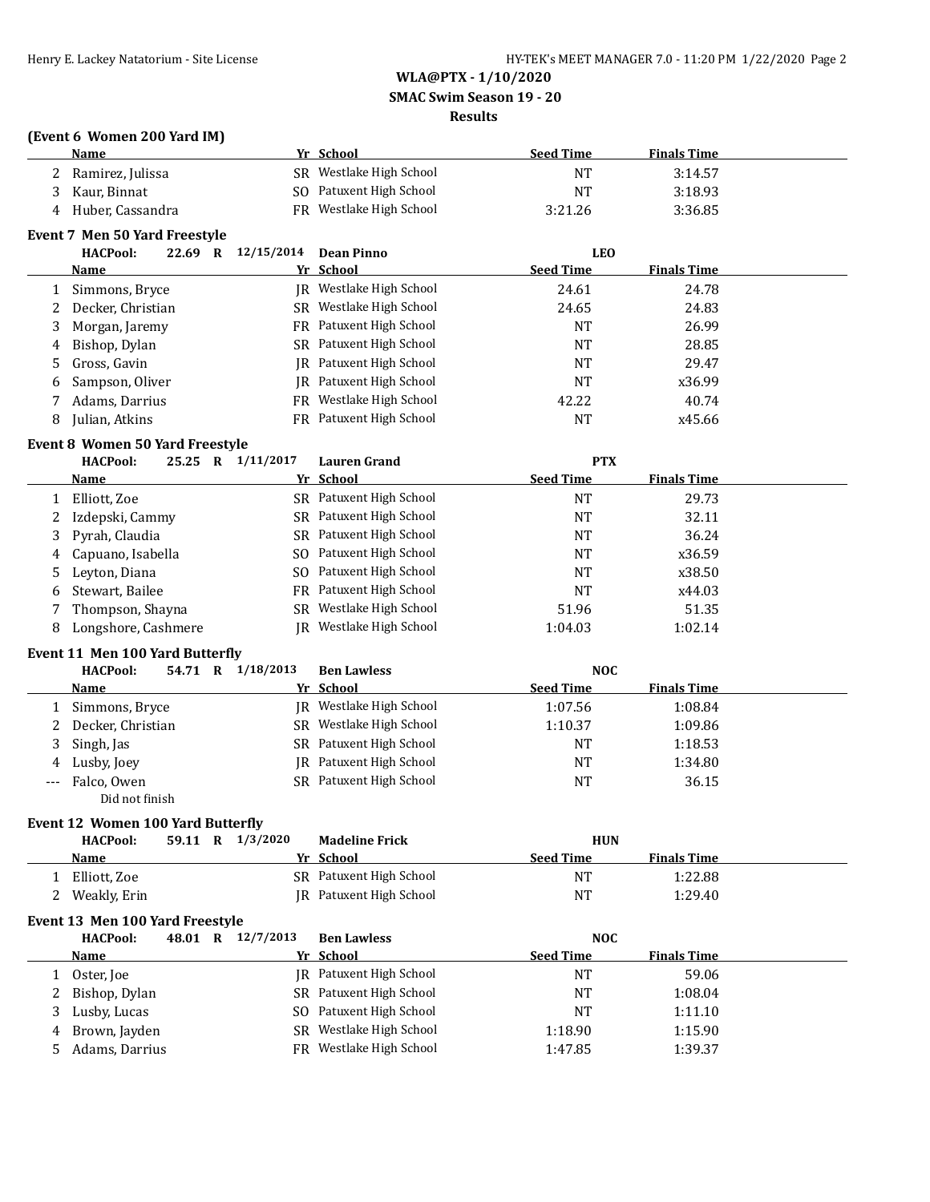**WLA@PTX - 1/10/2020**

**SMAC Swim Season 19 - 20**

**Results**

### (Event 6 Women 200 Yard IM)

| | Name | Yr | School | Seed Time | Finals Time |
|---|---|---|---|---|---|
| 2 | Ramirez, Julissa | SR | Westlake High School | NT | 3:14.57 |
| 3 | Kaur, Binnat | SO | Patuxent High School | NT | 3:18.93 |
| 4 | Huber, Cassandra | FR | Westlake High School | 3:21.26 | 3:36.85 |

### Event 7 Men 50 Yard Freestyle

**HACPool: 22.69 R 12/15/2014 Dean Pinno LEO**

| | Name | Yr | School | Seed Time | Finals Time |
|---|---|---|---|---|---|
| 1 | Simmons, Bryce | JR | Westlake High School | 24.61 | 24.78 |
| 2 | Decker, Christian | SR | Westlake High School | 24.65 | 24.83 |
| 3 | Morgan, Jaremy | FR | Patuxent High School | NT | 26.99 |
| 4 | Bishop, Dylan | SR | Patuxent High School | NT | 28.85 |
| 5 | Gross, Gavin | JR | Patuxent High School | NT | 29.47 |
| 6 | Sampson, Oliver | JR | Patuxent High School | NT | x36.99 |
| 7 | Adams, Darrius | FR | Westlake High School | 42.22 | 40.74 |
| 8 | Julian, Atkins | FR | Patuxent High School | NT | x45.66 |

### Event 8 Women 50 Yard Freestyle

**HACPool: 25.25 R 1/11/2017 Lauren Grand PTX**

| | Name | Yr | School | Seed Time | Finals Time |
|---|---|---|---|---|---|
| 1 | Elliott, Zoe | SR | Patuxent High School | NT | 29.73 |
| 2 | Izdepski, Cammy | SR | Patuxent High School | NT | 32.11 |
| 3 | Pyrah, Claudia | SR | Patuxent High School | NT | 36.24 |
| 4 | Capuano, Isabella | SO | Patuxent High School | NT | x36.59 |
| 5 | Leyton, Diana | SO | Patuxent High School | NT | x38.50 |
| 6 | Stewart, Bailee | FR | Patuxent High School | NT | x44.03 |
| 7 | Thompson, Shayna | SR | Westlake High School | 51.96 | 51.35 |
| 8 | Longshore, Cashmere | JR | Westlake High School | 1:04.03 | 1:02.14 |

### Event 11 Men 100 Yard Butterfly

**HACPool: 54.71 R 1/18/2013 Ben Lawless NOC**

| | Name | Yr | School | Seed Time | Finals Time |
|---|---|---|---|---|---|
| 1 | Simmons, Bryce | JR | Westlake High School | 1:07.56 | 1:08.84 |
| 2 | Decker, Christian | SR | Westlake High School | 1:10.37 | 1:09.86 |
| 3 | Singh, Jas | SR | Patuxent High School | NT | 1:18.53 |
| 4 | Lusby, Joey | JR | Patuxent High School | NT | 1:34.80 |
| --- | Falco, Owen<br>Did not finish | SR | Patuxent High School | NT | 36.15 |

### Event 12 Women 100 Yard Butterfly

**HACPool: 59.11 R 1/3/2020 Madeline Frick HUN**

| | Name | Yr | School | Seed Time | Finals Time |
|---|---|---|---|---|---|
| 1 | Elliott, Zoe | SR | Patuxent High School | NT | 1:22.88 |
| 2 | Weakly, Erin | JR | Patuxent High School | NT | 1:29.40 |

### Event 13 Men 100 Yard Freestyle

**HACPool: 48.01 R 12/7/2013 Ben Lawless NOC**

| | Name | Yr | School | Seed Time | Finals Time |
|---|---|---|---|---|---|
| 1 | Oster, Joe | JR | Patuxent High School | NT | 59.06 |
| 2 | Bishop, Dylan | SR | Patuxent High School | NT | 1:08.04 |
| 3 | Lusby, Lucas | SO | Patuxent High School | NT | 1:11.10 |
| 4 | Brown, Jayden | SR | Westlake High School | 1:18.90 | 1:15.90 |
| 5 | Adams, Darrius | FR | Westlake High School | 1:47.85 | 1:39.37 |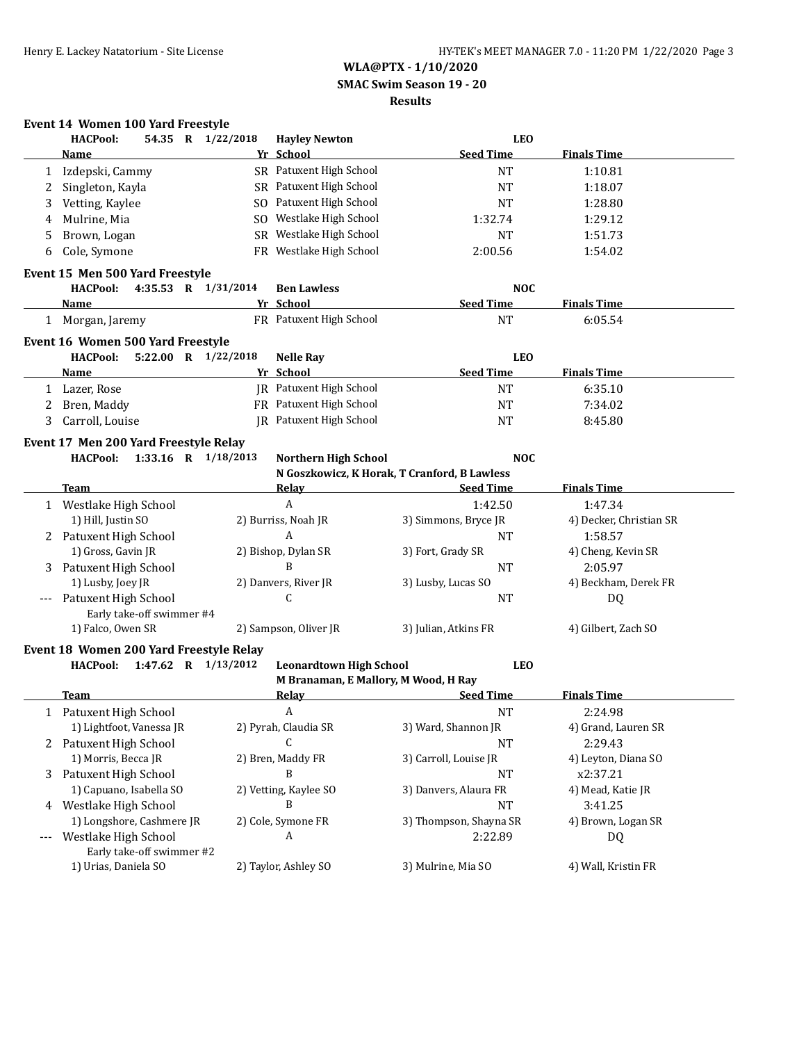**WLA@PTX - 1/10/2020**
**SMAC Swim Season 19 - 20**
**Results**

### Event 14 Women 100 Yard Freestyle

HACPool: 54.35 R 1/22/2018 Hayley Newton LEO

| | Name | Yr | School | Seed Time | Finals Time |
|---|---|---|---|---|---|
| 1 | Izdepski, Cammy | SR | Patuxent High School | NT | 1:10.81 |
| 2 | Singleton, Kayla | SR | Patuxent High School | NT | 1:18.07 |
| 3 | Vetting, Kaylee | SO | Patuxent High School | NT | 1:28.80 |
| 4 | Mulrine, Mia | SO | Westlake High School | 1:32.74 | 1:29.12 |
| 5 | Brown, Logan | SR | Westlake High School | NT | 1:51.73 |
| 6 | Cole, Symone | FR | Westlake High School | 2:00.56 | 1:54.02 |

### Event 15 Men 500 Yard Freestyle

HACPool: 4:35.53 R 1/31/2014 Ben Lawless NOC

| | Name | Yr | School | Seed Time | Finals Time |
|---|---|---|---|---|---|
| 1 | Morgan, Jaremy | FR | Patuxent High School | NT | 6:05.54 |

### Event 16 Women 500 Yard Freestyle

HACPool: 5:22.00 R 1/22/2018 Nelle Ray LEO

| | Name | Yr | School | Seed Time | Finals Time |
|---|---|---|---|---|---|
| 1 | Lazer, Rose | JR | Patuxent High School | NT | 6:35.10 |
| 2 | Bren, Maddy | FR | Patuxent High School | NT | 7:34.02 |
| 3 | Carroll, Louise | JR | Patuxent High School | NT | 8:45.80 |

### Event 17 Men 200 Yard Freestyle Relay

HACPool: 1:33.16 R 1/18/2013 Northern High School NOC
N Goszkowicz, K Horak, T Cranford, B Lawless

| | Team | Relay | Seed Time | Finals Time |
|---|---|---|---|---|
| 1 | Westlake High School | A | 1:42.50 | 1:47.34 |
| | 1) Hill, Justin SO | 2) Burriss, Noah JR | 3) Simmons, Bryce JR | 4) Decker, Christian SR |
| 2 | Patuxent High School | A | NT | 1:58.57 |
| | 1) Gross, Gavin JR | 2) Bishop, Dylan SR | 3) Fort, Grady SR | 4) Cheng, Kevin SR |
| 3 | Patuxent High School | B | NT | 2:05.97 |
| | 1) Lusby, Joey JR | 2) Danvers, River JR | 3) Lusby, Lucas SO | 4) Beckham, Derek FR |
| --- | Patuxent High School | C | NT | DQ |
| | Early take-off swimmer #4 | | | |
| | 1) Falco, Owen SR | 2) Sampson, Oliver JR | 3) Julian, Atkins FR | 4) Gilbert, Zach SO |

### Event 18 Women 200 Yard Freestyle Relay

HACPool: 1:47.62 R 1/13/2012 Leonardtown High School LEO
M Branaman, E Mallory, M Wood, H Ray

| | Team | Relay | Seed Time | Finals Time |
|---|---|---|---|---|
| 1 | Patuxent High School | A | NT | 2:24.98 |
| | 1) Lightfoot, Vanessa JR | 2) Pyrah, Claudia SR | 3) Ward, Shannon JR | 4) Grand, Lauren SR |
| 2 | Patuxent High School | C | NT | 2:29.43 |
| | 1) Morris, Becca JR | 2) Bren, Maddy FR | 3) Carroll, Louise JR | 4) Leyton, Diana SO |
| 3 | Patuxent High School | B | NT | x2:37.21 |
| | 1) Capuano, Isabella SO | 2) Vetting, Kaylee SO | 3) Danvers, Alaura FR | 4) Mead, Katie JR |
| 4 | Westlake High School | B | NT | 3:41.25 |
| | 1) Longshore, Cashmere JR | 2) Cole, Symone FR | 3) Thompson, Shayna SR | 4) Brown, Logan SR |
| --- | Westlake High School | A | 2:22.89 | DQ |
| | Early take-off swimmer #2 | | | |
| | 1) Urias, Daniela SO | 2) Taylor, Ashley SO | 3) Mulrine, Mia SO | 4) Wall, Kristin FR |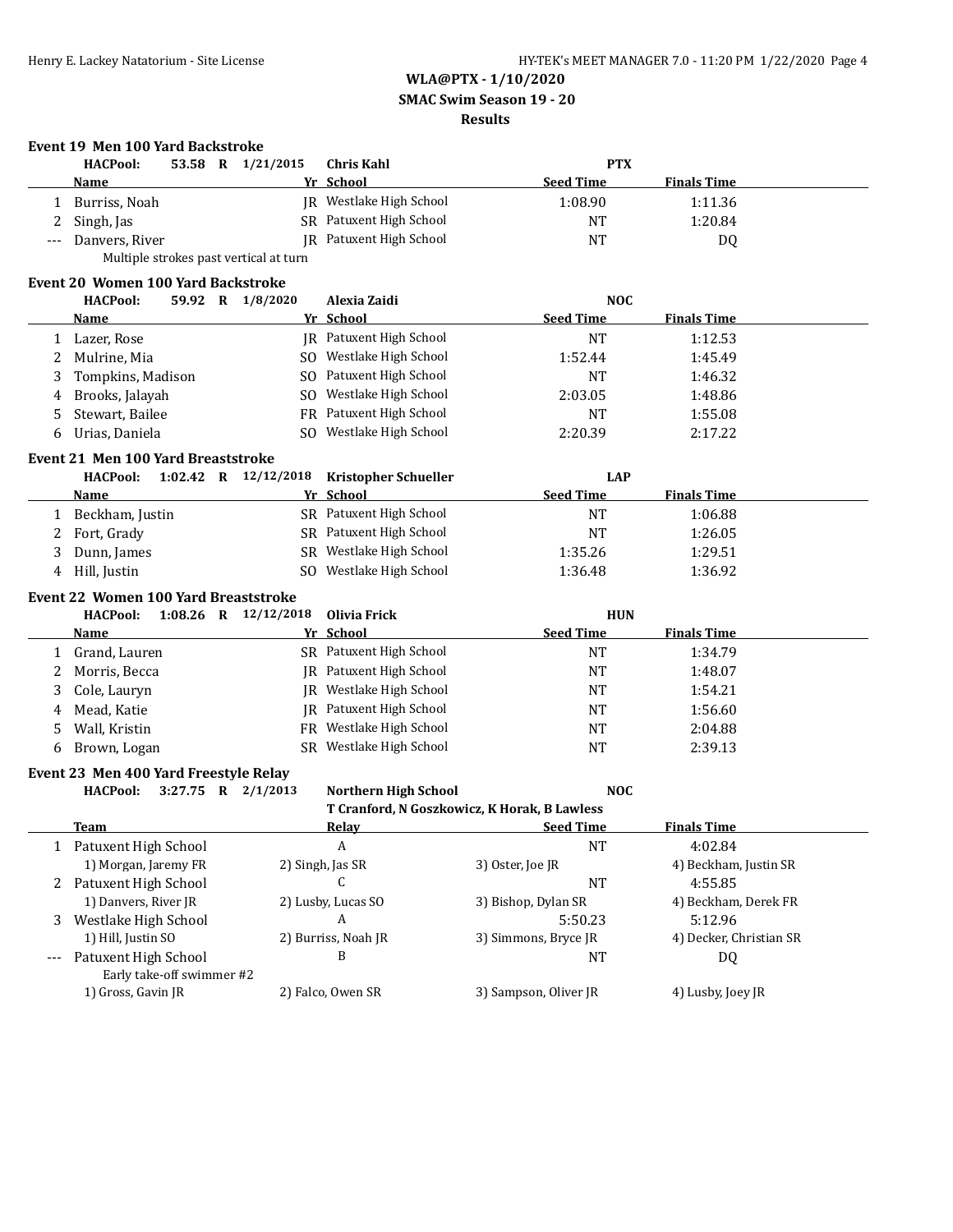**WLA@PTX - 1/10/2020**
**SMAC Swim Season 19 - 20**
**Results**

### Event 19 Men 100 Yard Backstroke

HACPool: 53.58 R 1/21/2015 Chris Kahl PTX

| | Name | Yr | School | Seed Time | Finals Time |
|---|---|---|---|---|---|
| 1 | Burriss, Noah | JR | Westlake High School | 1:08.90 | 1:11.36 |
| 2 | Singh, Jas | SR | Patuxent High School | NT | 1:20.84 |
| --- | Danvers, River | JR | Patuxent High School | NT | DQ |
| | Multiple strokes past vertical at turn | | | | |

### Event 20 Women 100 Yard Backstroke

HACPool: 59.92 R 1/8/2020 Alexia Zaidi NOC

| | Name | Yr | School | Seed Time | Finals Time |
|---|---|---|---|---|---|
| 1 | Lazer, Rose | JR | Patuxent High School | NT | 1:12.53 |
| 2 | Mulrine, Mia | SO | Westlake High School | 1:52.44 | 1:45.49 |
| 3 | Tompkins, Madison | SO | Patuxent High School | NT | 1:46.32 |
| 4 | Brooks, Jalayah | SO | Westlake High School | 2:03.05 | 1:48.86 |
| 5 | Stewart, Bailee | FR | Patuxent High School | NT | 1:55.08 |
| 6 | Urias, Daniela | SO | Westlake High School | 2:20.39 | 2:17.22 |

### Event 21 Men 100 Yard Breaststroke

HACPool: 1:02.42 R 12/12/2018 Kristopher Schueller LAP

| | Name | Yr | School | Seed Time | Finals Time |
|---|---|---|---|---|---|
| 1 | Beckham, Justin | SR | Patuxent High School | NT | 1:06.88 |
| 2 | Fort, Grady | SR | Patuxent High School | NT | 1:26.05 |
| 3 | Dunn, James | SR | Westlake High School | 1:35.26 | 1:29.51 |
| 4 | Hill, Justin | SO | Westlake High School | 1:36.48 | 1:36.92 |

### Event 22 Women 100 Yard Breaststroke

HACPool: 1:08.26 R 12/12/2018 Olivia Frick HUN

| | Name | Yr | School | Seed Time | Finals Time |
|---|---|---|---|---|---|
| 1 | Grand, Lauren | SR | Patuxent High School | NT | 1:34.79 |
| 2 | Morris, Becca | JR | Patuxent High School | NT | 1:48.07 |
| 3 | Cole, Lauryn | JR | Westlake High School | NT | 1:54.21 |
| 4 | Mead, Katie | JR | Patuxent High School | NT | 1:56.60 |
| 5 | Wall, Kristin | FR | Westlake High School | NT | 2:04.88 |
| 6 | Brown, Logan | SR | Westlake High School | NT | 2:39.13 |

### Event 23 Men 400 Yard Freestyle Relay

HACPool: 3:27.75 R 2/1/2013 Northern High School NOC
T Cranford, N Goszkowicz, K Horak, B Lawless

| | Team | Relay | Seed Time | Finals Time |
|---|---|---|---|---|
| 1 | Patuxent High School | A | NT | 4:02.84 |
| | 1) Morgan, Jaremy FR | 2) Singh, Jas SR | 3) Oster, Joe JR | 4) Beckham, Justin SR |
| 2 | Patuxent High School | C | NT | 4:55.85 |
| | 1) Danvers, River JR | 2) Lusby, Lucas SO | 3) Bishop, Dylan SR | 4) Beckham, Derek FR |
| 3 | Westlake High School | A | 5:50.23 | 5:12.96 |
| | 1) Hill, Justin SO | 2) Burriss, Noah JR | 3) Simmons, Bryce JR | 4) Decker, Christian SR |
| --- | Patuxent High School | B | NT | DQ |
| | Early take-off swimmer #2 | | | |
| | 1) Gross, Gavin JR | 2) Falco, Owen SR | 3) Sampson, Oliver JR | 4) Lusby, Joey JR |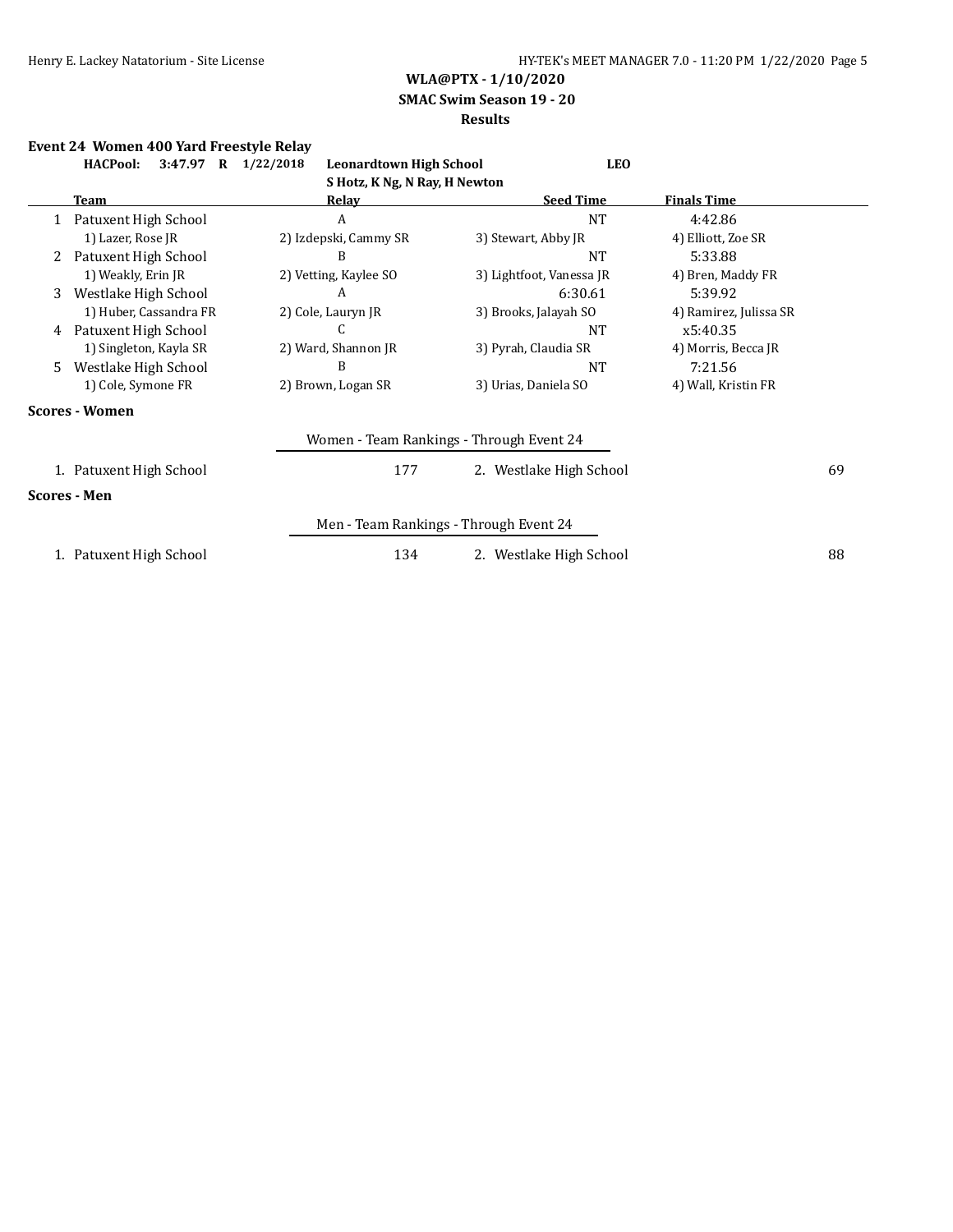**WLA@PTX - 1/10/2020**

**SMAC Swim Season 19 - 20**

**Results**

### Event 24 Women 400 Yard Freestyle Relay

**HACPool: 3:47.97 R 1/22/2018 Leonardtown High School LEO**
**S Hotz, K Ng, N Ray, H Newton**

| | Team | Relay | Seed Time | Finals Time |
|---|---|---|---|---|
| 1 | Patuxent High School | A | NT | 4:42.86 |
| | 1) Lazer, Rose JR | 2) Izdepski, Cammy SR | 3) Stewart, Abby JR | 4) Elliott, Zoe SR |
| 2 | Patuxent High School | B | NT | 5:33.88 |
| | 1) Weakly, Erin JR | 2) Vetting, Kaylee SO | 3) Lightfoot, Vanessa JR | 4) Bren, Maddy FR |
| 3 | Westlake High School | A | 6:30.61 | 5:39.92 |
| | 1) Huber, Cassandra FR | 2) Cole, Lauryn JR | 3) Brooks, Jalayah SO | 4) Ramirez, Julissa SR |
| 4 | Patuxent High School | C | NT | x5:40.35 |
| | 1) Singleton, Kayla SR | 2) Ward, Shannon JR | 3) Pyrah, Claudia SR | 4) Morris, Becca JR |
| 5 | Westlake High School | B | NT | 7:21.56 |
| | 1) Cole, Symone FR | 2) Brown, Logan SR | 3) Urias, Daniela SO | 4) Wall, Kristin FR |

**Scores - Women**

Women - Team Rankings - Through Event 24

| | | | |
|---|---|---|---|
| 1. Patuxent High School | 177 | 2. Westlake High School | 69 |

**Scores - Men**

Men - Team Rankings - Through Event 24

| | | | |
|---|---|---|---|
| 1. Patuxent High School | 134 | 2. Westlake High School | 88 |